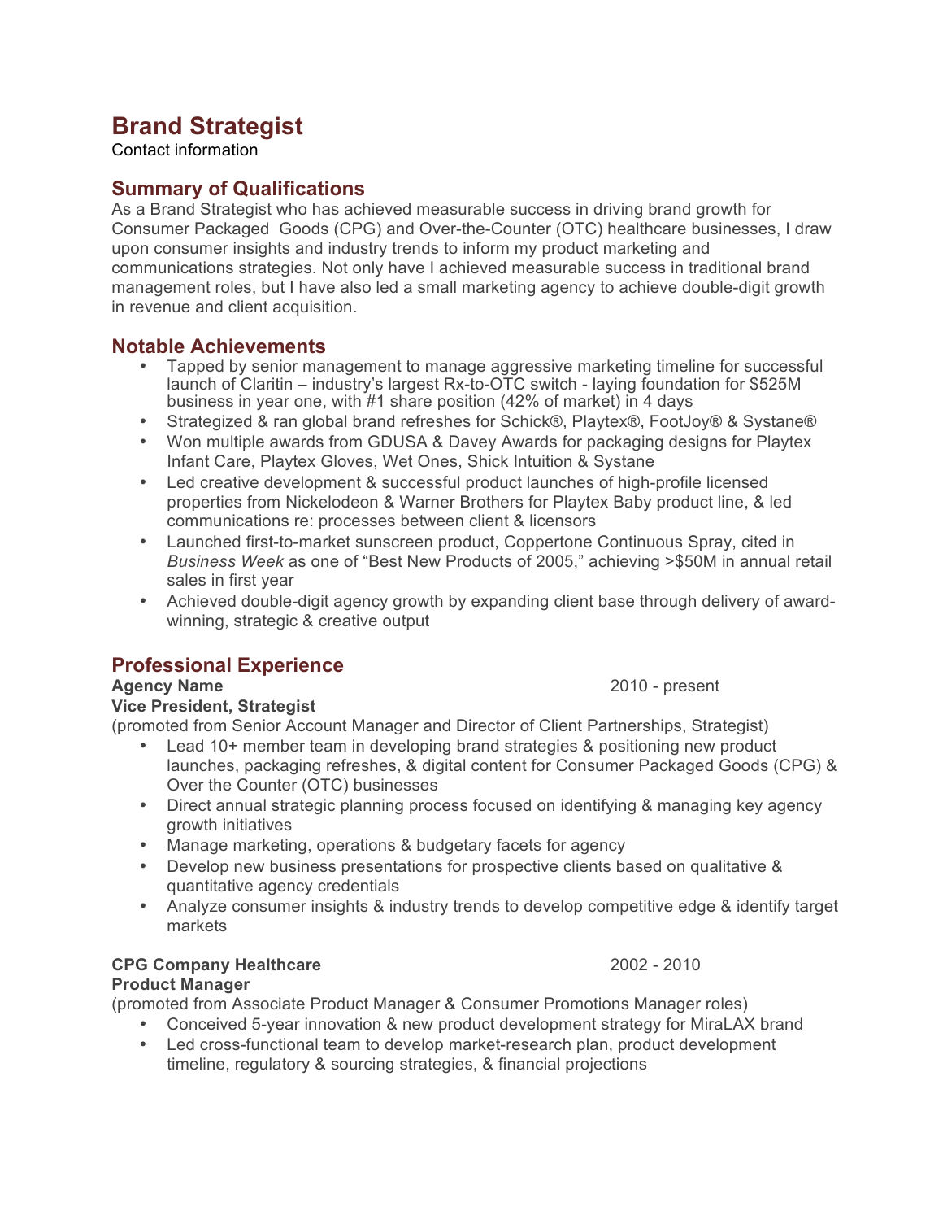# Brand Strategist

Contact information

## Summary of Qualifications

As a Brand Strategist who has achieved measurable success in driving brand growth for Consumer Packaged Goods (CPG) and Over-the-Counter (OTC) healthcare businesses, I draw upon consumer insights and industry trends to inform my product marketing and communications strategies. Not only have I achieved measurable success in traditional brand management roles, but I have also led a small marketing agency to achieve double-digit growth in revenue and client acquisition.

## Notable Achievements

- Tapped by senior management to manage aggressive marketing timeline for successful launch of Claritin – industry's largest Rx-to-OTC switch - laying foundation for $525M business in year one, with #1 share position (42% of market) in 4 days
- Strategized & ran global brand refreshes for Schick®, Playtex®, FootJoy® & Systane®
- Won multiple awards from GDUSA & Davey Awards for packaging designs for Playtex Infant Care, Playtex Gloves, Wet Ones, Shick Intuition & Systane
- Led creative development & successful product launches of high-profile licensed properties from Nickelodeon & Warner Brothers for Playtex Baby product line, & led communications re: processes between client & licensors
- Launched first-to-market sunscreen product, Coppertone Continuous Spray, cited in *Business Week* as one of "Best New Products of 2005," achieving >$50M in annual retail sales in first year
- Achieved double-digit agency growth by expanding client base through delivery of award-winning, strategic & creative output

## Professional Experience

**Agency Name** 2010 - present
**Vice President, Strategist**
(promoted from Senior Account Manager and Director of Client Partnerships, Strategist)

- Lead 10+ member team in developing brand strategies & positioning new product launches, packaging refreshes, & digital content for Consumer Packaged Goods (CPG) & Over the Counter (OTC) businesses
- Direct annual strategic planning process focused on identifying & managing key agency growth initiatives
- Manage marketing, operations & budgetary facets for agency
- Develop new business presentations for prospective clients based on qualitative & quantitative agency credentials
- Analyze consumer insights & industry trends to develop competitive edge & identify target markets

**CPG Company Healthcare** 2002 - 2010
**Product Manager**
(promoted from Associate Product Manager & Consumer Promotions Manager roles)

- Conceived 5-year innovation & new product development strategy for MiraLAX brand
- Led cross-functional team to develop market-research plan, product development timeline, regulatory & sourcing strategies, & financial projections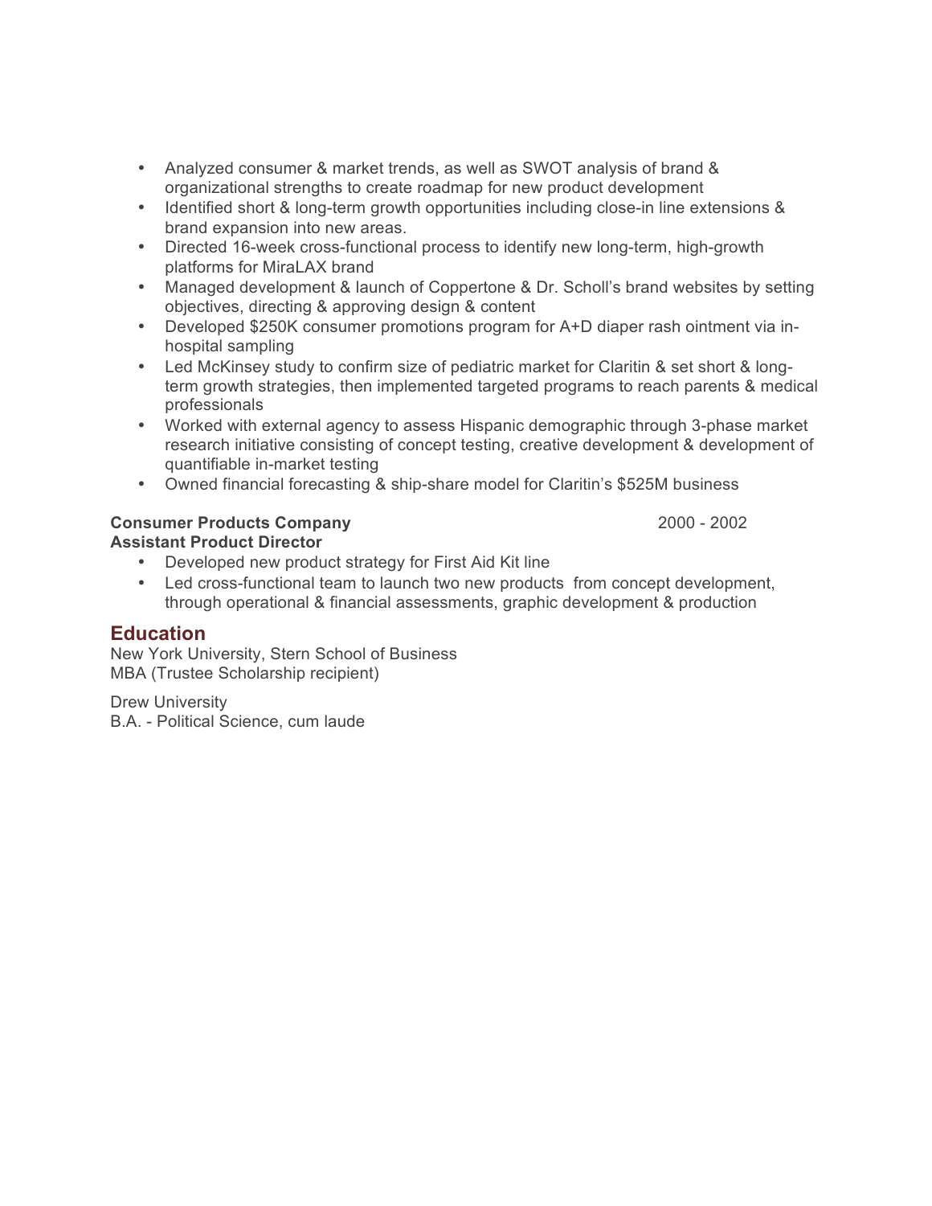- Analyzed consumer & market trends, as well as SWOT analysis of brand & organizational strengths to create roadmap for new product development
- Identified short & long-term growth opportunities including close-in line extensions & brand expansion into new areas.
- Directed 16-week cross-functional process to identify new long-term, high-growth platforms for MiraLAX brand
- Managed development & launch of Coppertone & Dr. Scholl's brand websites by setting objectives, directing & approving design & content
- Developed $250K consumer promotions program for A+D diaper rash ointment via in-hospital sampling
- Led McKinsey study to confirm size of pediatric market for Claritin & set short & long-term growth strategies, then implemented targeted programs to reach parents & medical professionals
- Worked with external agency to assess Hispanic demographic through 3-phase market research initiative consisting of concept testing, creative development & development of quantifiable in-market testing
- Owned financial forecasting & ship-share model for Claritin's $525M business

**Consumer Products Company** 2000 - 2002
**Assistant Product Director**

- Developed new product strategy for First Aid Kit line
- Led cross-functional team to launch two new products from concept development, through operational & financial assessments, graphic development & production

## Education

New York University, Stern School of Business
MBA (Trustee Scholarship recipient)

Drew University
B.A. - Political Science, cum laude